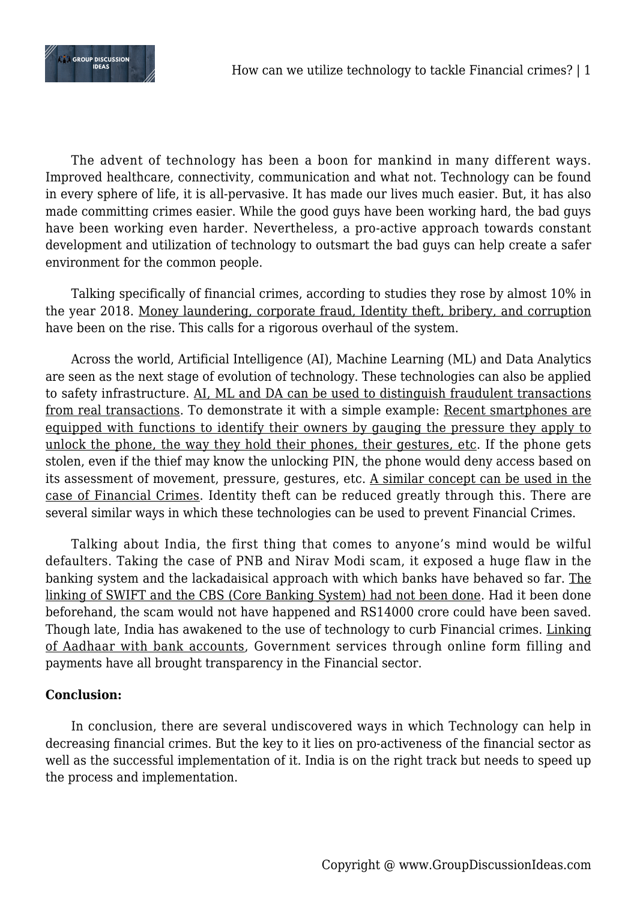The advent of technology has been a boon for mankind in many different ways. Improved healthcare, connectivity, communication and what not. Technology can be found in every sphere of life, it is all-pervasive. It has made our lives much easier. But, it has also made committing crimes easier. While the good guys have been working hard, the bad guys have been working even harder. Nevertheless, a pro-active approach towards constant development and utilization of technology to outsmart the bad guys can help create a safer environment for the common people.

Talking specifically of financial crimes, according to studies they rose by almost 10% in the year 2018. Money laundering, corporate fraud, Identity theft, bribery, and corruption have been on the rise. This calls for a rigorous overhaul of the system.

Across the world, Artificial Intelligence (AI), Machine Learning (ML) and Data Analytics are seen as the next stage of evolution of technology. These technologies can also be applied to safety infrastructure. AI, ML and DA can be used to distinguish fraudulent transactions from real transactions. To demonstrate it with a simple example: Recent smartphones are equipped with functions to identify their owners by gauging the pressure they apply to unlock the phone, the way they hold their phones, their gestures, etc. If the phone gets stolen, even if the thief may know the unlocking PIN, the phone would deny access based on its assessment of movement, pressure, gestures, etc. A similar concept can be used in the case of Financial Crimes. Identity theft can be reduced greatly through this. There are several similar ways in which these technologies can be used to prevent Financial Crimes.

Talking about India, the first thing that comes to anyone's mind would be wilful defaulters. Taking the case of PNB and Nirav Modi scam, it exposed a huge flaw in the banking system and the lackadaisical approach with which banks have behaved so far. The linking of SWIFT and the CBS (Core Banking System) had not been done. Had it been done beforehand, the scam would not have happened and RS14000 crore could have been saved. Though late, India has awakened to the use of technology to curb Financial crimes. Linking of Aadhaar with bank accounts, Government services through online form filling and payments have all brought transparency in the Financial sector.

**Conclusion:**

In conclusion, there are several undiscovered ways in which Technology can help in decreasing financial crimes. But the key to it lies on pro-activeness of the financial sector as well as the successful implementation of it. India is on the right track but needs to speed up the process and implementation.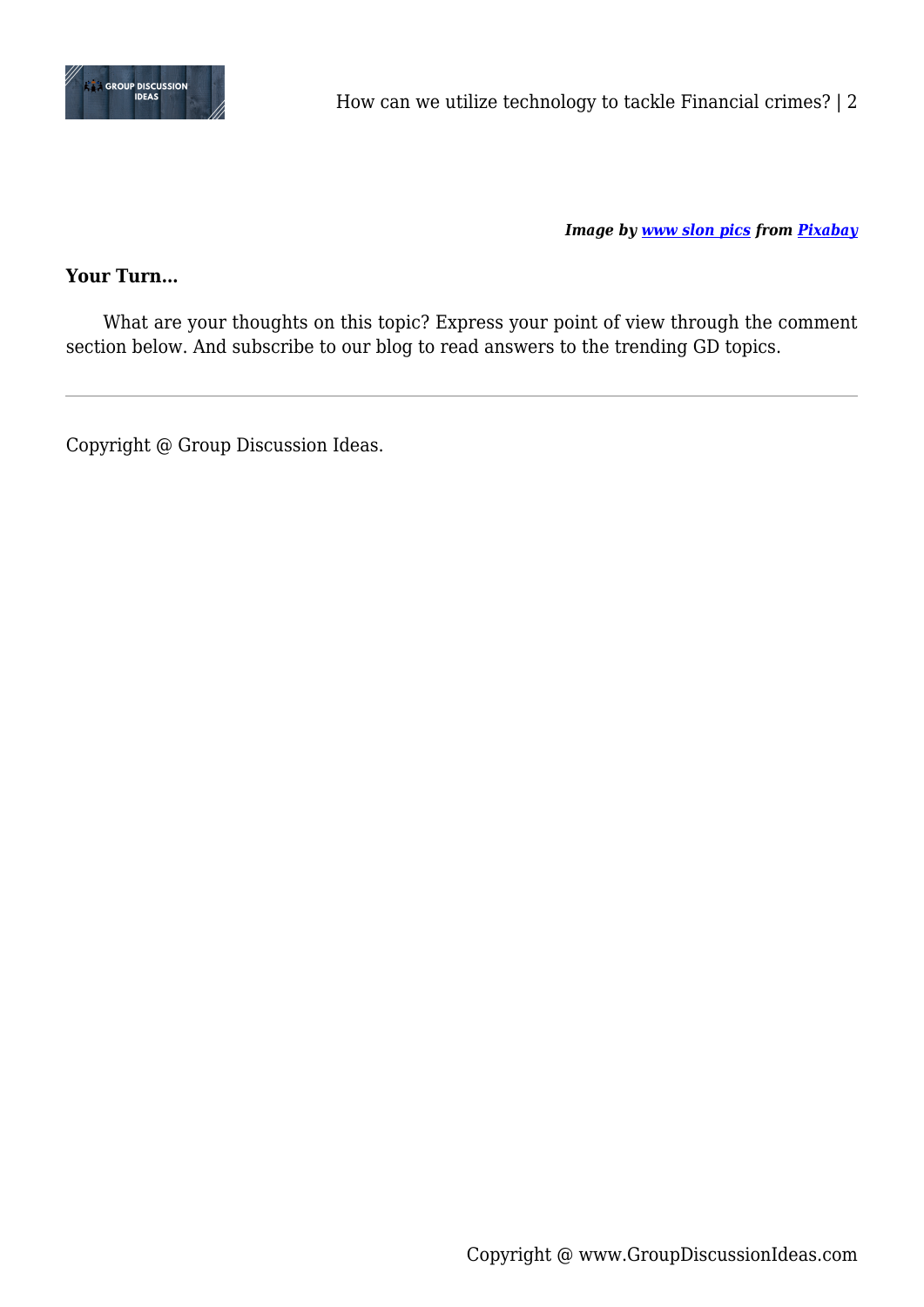***Image by [www slon pics](www slon pics) from [Pixabay](Pixabay)***

**Your Turn…**

What are your thoughts on this topic? Express your point of view through the comment section below. And subscribe to our blog to read answers to the trending GD topics.

---

Copyright @ Group Discussion Ideas.